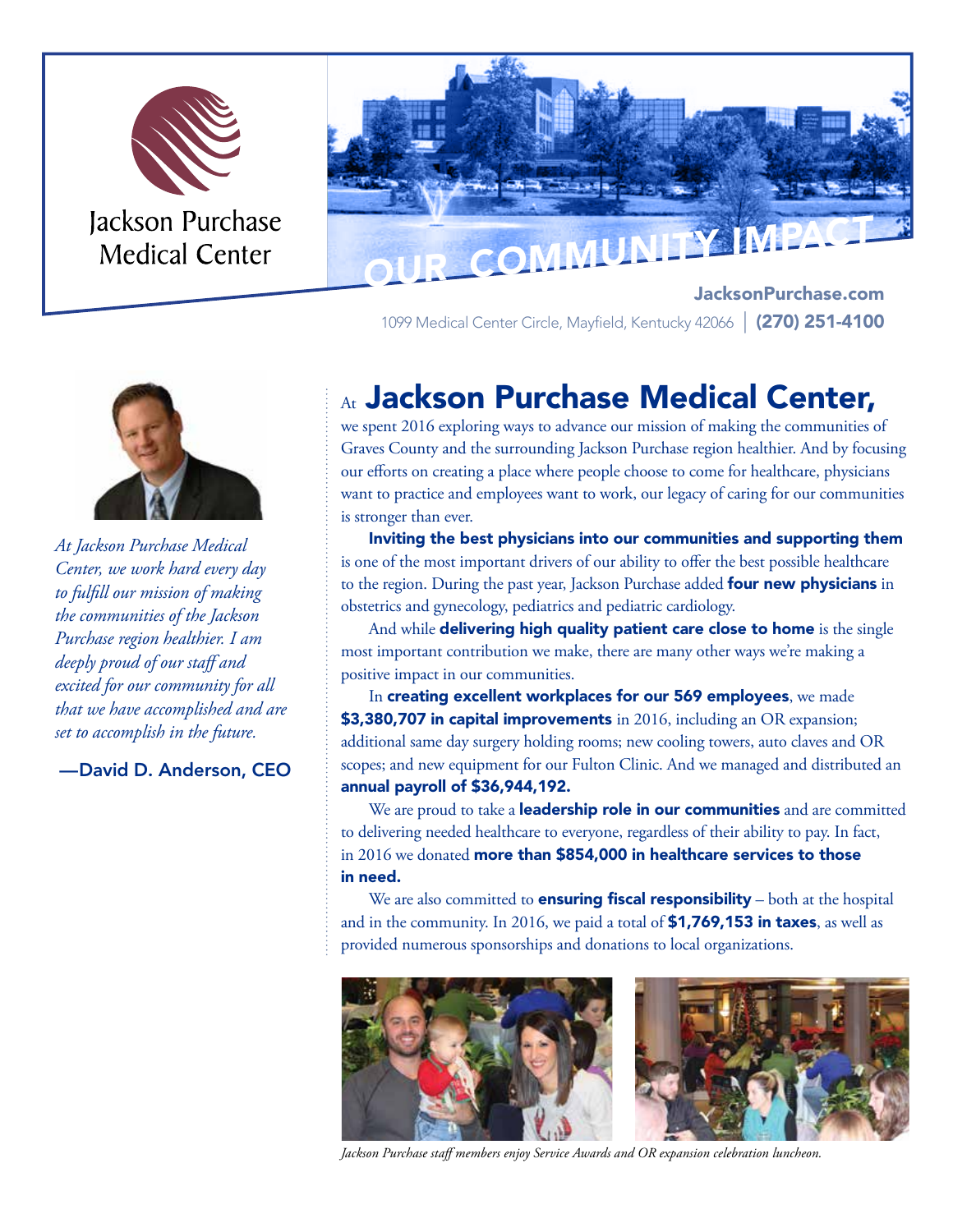Jackson Purchase Medical Center

# OUR COMMUNITY IMPACT

**JacksonPurchase.com**

1099 Medical Center Circle, Mayfield, Kentucky 42066 | **(270) 251-4100**

*At Jackson Purchase Medical Center, we work hard every day to fulfill our mission of making the communities of the Jackson Purchase region healthier. I am deeply proud of our staff and excited for our community for all that we have accomplished and are set to accomplish in the future.*

**—David D. Anderson, CEO**

## At Jackson Purchase Medical Center,

we spent 2016 exploring ways to advance our mission of making the communities of Graves County and the surrounding Jackson Purchase region healthier. And by focusing our efforts on creating a place where people choose to come for healthcare, physicians want to practice and employees want to work, our legacy of caring for our communities is stronger than ever.

**Inviting the best physicians into our communities and supporting them** is one of the most important drivers of our ability to offer the best possible healthcare to the region. During the past year, Jackson Purchase added **four new physicians** in obstetrics and gynecology, pediatrics and pediatric cardiology.

And while **delivering high quality patient care close to home** is the single most important contribution we make, there are many other ways we're making a positive impact in our communities.

In **creating excellent workplaces for our 569 employees**, we made **$3,380,707 in capital improvements** in 2016, including an OR expansion; additional same day surgery holding rooms; new cooling towers, auto claves and OR scopes; and new equipment for our Fulton Clinic. And we managed and distributed an **annual payroll of $36,944,192.**

We are proud to take a **leadership role in our communities** and are committed to delivering needed healthcare to everyone, regardless of their ability to pay. In fact, in 2016 we donated **more than $854,000 in healthcare services to those in need.**

We are also committed to **ensuring fiscal responsibility** – both at the hospital and in the community. In 2016, we paid a total of **$1,769,153 in taxes**, as well as provided numerous sponsorships and donations to local organizations.

*Jackson Purchase staff members enjoy Service Awards and OR expansion celebration luncheon.*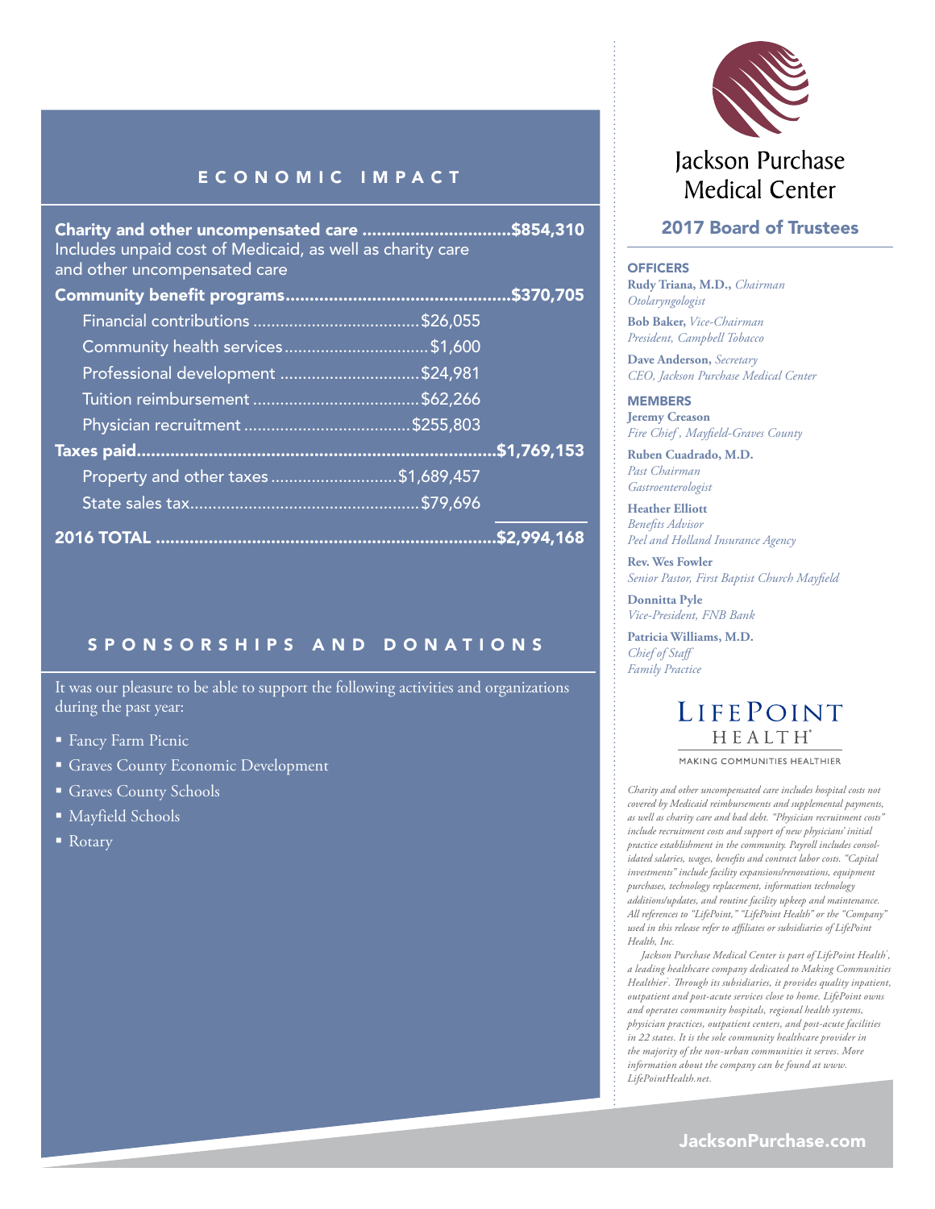## ECONOMIC IMPACT

| | | |
|---|---|---|
| **Charity and other uncompensated care** | | **$854,310** |
| Includes unpaid cost of Medicaid, as well as charity care and other uncompensated care | | |
| **Community benefit programs** | | **$370,705** |
| Financial contributions | $26,055 | |
| Community health services | $1,600 | |
| Professional development | $24,981 | |
| Tuition reimbursement | $62,266 | |
| Physician recruitment | $255,803 | |
| **Taxes paid** | | **$1,769,153** |
| Property and other taxes | $1,689,457 | |
| State sales tax | $79,696 | |
| **2016 TOTAL** | | **$2,994,168** |

## SPONSORSHIPS AND DONATIONS

It was our pleasure to be able to support the following activities and organizations during the past year:

- Fancy Farm Picnic
- Graves County Economic Development
- Graves County Schools
- Mayfield Schools
- Rotary

# Jackson Purchase Medical Center

## 2017 Board of Trustees

### OFFICERS

**Rudy Triana, M.D.,** *Chairman*
*Otolaryngologist*

**Bob Baker,** *Vice-Chairman*
*President, Campbell Tobacco*

**Dave Anderson,** *Secretary*
*CEO, Jackson Purchase Medical Center*

### MEMBERS

**Jeremy Creason**
*Fire Chief, Mayfield-Graves County*

**Ruben Cuadrado, M.D.**
*Past Chairman*
*Gastroenterologist*

**Heather Elliott**
*Benefits Advisor*
*Peel and Holland Insurance Agency*

**Rev. Wes Fowler**
*Senior Pastor, First Baptist Church Mayfield*

**Donnitta Pyle**
*Vice-President, FNB Bank*

**Patricia Williams, M.D.**
*Chief of Staff*
*Family Practice*

LIFEPOINT HEALTH®
MAKING COMMUNITIES HEALTHIER

*Charity and other uncompensated care includes hospital costs not covered by Medicaid reimbursements and supplemental payments, as well as charity care and bad debt. "Physician recruitment costs" include recruitment costs and support of new physicians' initial practice establishment in the community. Payroll includes consolidated salaries, wages, benefits and contract labor costs. "Capital investments" include facility expansions/renovations, equipment purchases, technology replacement, information technology additions/updates, and routine facility upkeep and maintenance. All references to "LifePoint," "LifePoint Health" or the "Company" used in this release refer to affiliates or subsidiaries of LifePoint Health, Inc.*

*Jackson Purchase Medical Center is part of LifePoint Health®, a leading healthcare company dedicated to Making Communities Healthier®. Through its subsidiaries, it provides quality inpatient, outpatient and post-acute services close to home. LifePoint owns and operates community hospitals, regional health systems, physician practices, outpatient centers, and post-acute facilities in 22 states. It is the sole community healthcare provider in the majority of the non-urban communities it serves. More information about the company can be found at www.LifePointHealth.net.*

JacksonPurchase.com